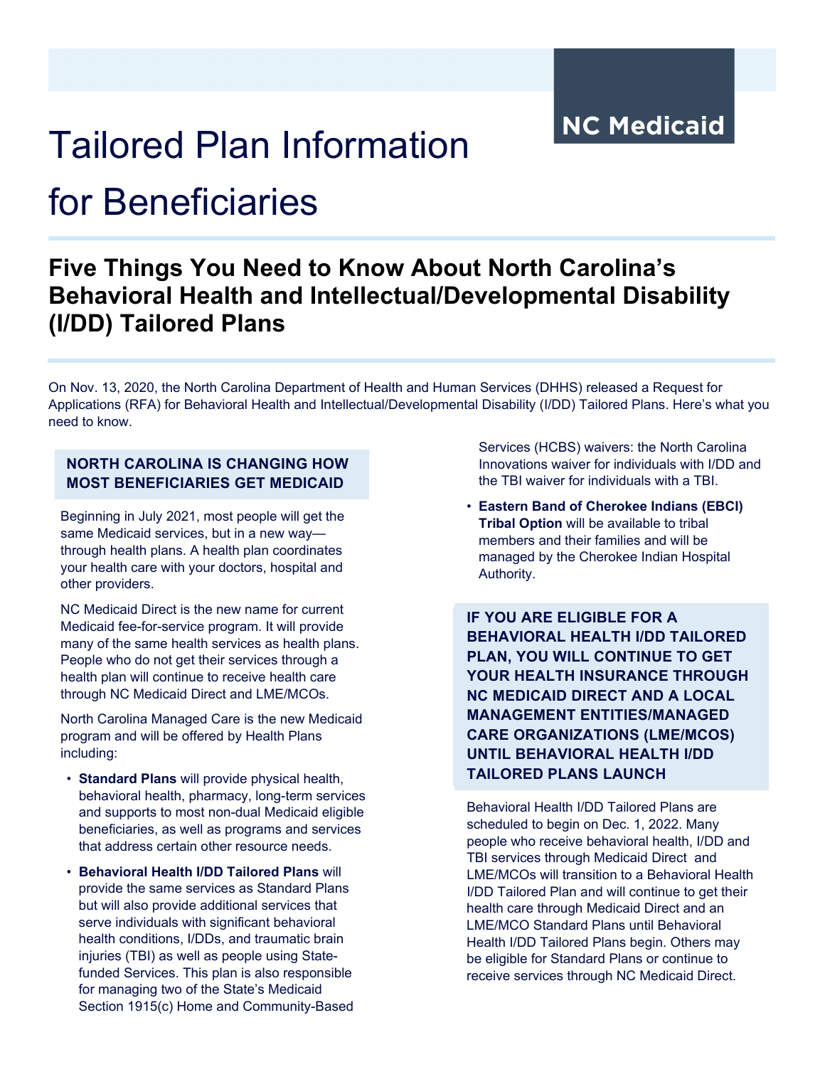NC Medicaid

# Tailored Plan Information for Beneficiaries

## Five Things You Need to Know About North Carolina's Behavioral Health and Intellectual/Developmental Disability (I/DD) Tailored Plans

On Nov. 13, 2020, the North Carolina Department of Health and Human Services (DHHS) released a Request for Applications (RFA) for Behavioral Health and Intellectual/Developmental Disability (I/DD) Tailored Plans. Here's what you need to know.

### NORTH CAROLINA IS CHANGING HOW MOST BENEFICIARIES GET MEDICAID

Beginning in July 2021, most people will get the same Medicaid services, but in a new way—through health plans. A health plan coordinates your health care with your doctors, hospital and other providers.

NC Medicaid Direct is the new name for current Medicaid fee-for-service program. It will provide many of the same health services as health plans. People who do not get their services through a health plan will continue to receive health care through NC Medicaid Direct and LME/MCOs.

North Carolina Managed Care is the new Medicaid program and will be offered by Health Plans including:

- **Standard Plans** will provide physical health, behavioral health, pharmacy, long-term services and supports to most non-dual Medicaid eligible beneficiaries, as well as programs and services that address certain other resource needs.
- **Behavioral Health I/DD Tailored Plans** will provide the same services as Standard Plans but will also provide additional services that serve individuals with significant behavioral health conditions, I/DDs, and traumatic brain injuries (TBI) as well as people using State-funded Services. This plan is also responsible for managing two of the State's Medicaid Section 1915(c) Home and Community-Based Services (HCBS) waivers: the North Carolina Innovations waiver for individuals with I/DD and the TBI waiver for individuals with a TBI.
- **Eastern Band of Cherokee Indians (EBCI) Tribal Option** will be available to tribal members and their families and will be managed by the Cherokee Indian Hospital Authority.

### IF YOU ARE ELIGIBLE FOR A BEHAVIORAL HEALTH I/DD TAILORED PLAN, YOU WILL CONTINUE TO GET YOUR HEALTH INSURANCE THROUGH NC MEDICAID DIRECT AND A LOCAL MANAGEMENT ENTITIES/MANAGED CARE ORGANIZATIONS (LME/MCOS) UNTIL BEHAVIORAL HEALTH I/DD TAILORED PLANS LAUNCH

Behavioral Health I/DD Tailored Plans are scheduled to begin on Dec. 1, 2022. Many people who receive behavioral health, I/DD and TBI services through Medicaid Direct and LME/MCOs will transition to a Behavioral Health I/DD Tailored Plan and will continue to get their health care through Medicaid Direct and an LME/MCO Standard Plans until Behavioral Health I/DD Tailored Plans begin. Others may be eligible for Standard Plans or continue to receive services through NC Medicaid Direct.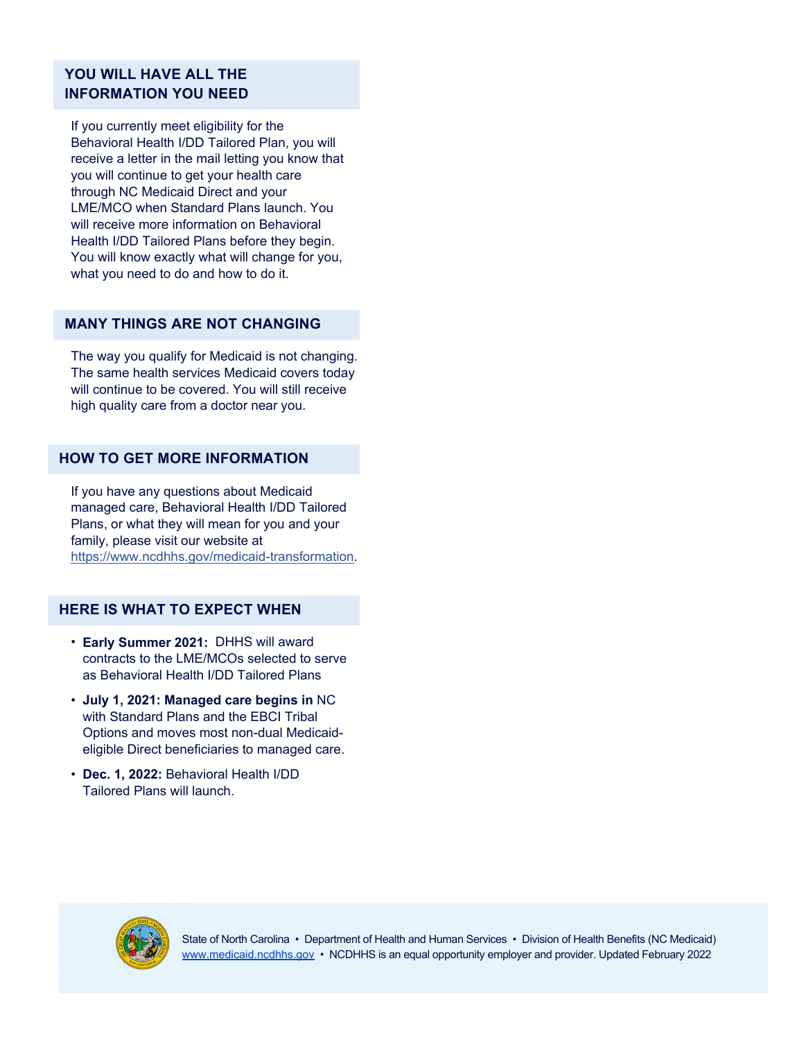## YOU WILL HAVE ALL THE INFORMATION YOU NEED

If you currently meet eligibility for the Behavioral Health I/DD Tailored Plan, you will receive a letter in the mail letting you know that you will continue to get your health care through NC Medicaid Direct and your LME/MCO when Standard Plans launch. You will receive more information on Behavioral Health I/DD Tailored Plans before they begin. You will know exactly what will change for you, what you need to do and how to do it.

## MANY THINGS ARE NOT CHANGING

The way you qualify for Medicaid is not changing. The same health services Medicaid covers today will continue to be covered. You will still receive high quality care from a doctor near you.

## HOW TO GET MORE INFORMATION

If you have any questions about Medicaid managed care, Behavioral Health I/DD Tailored Plans, or what they will mean for you and your family, please visit our website at https://www.ncdhhs.gov/medicaid-transformation.

## HERE IS WHAT TO EXPECT WHEN

- **Early Summer 2021:** DHHS will award contracts to the LME/MCOs selected to serve as Behavioral Health I/DD Tailored Plans
- **July 1, 2021: Managed care begins in** NC with Standard Plans and the EBCI Tribal Options and moves most non-dual Medicaid-eligible Direct beneficiaries to managed care.
- **Dec. 1, 2022:** Behavioral Health I/DD Tailored Plans will launch.

State of North Carolina • Department of Health and Human Services • Division of Health Benefits (NC Medicaid)
www.medicaid.ncdhhs.gov • NCDHHS is an equal opportunity employer and provider. Updated February 2022